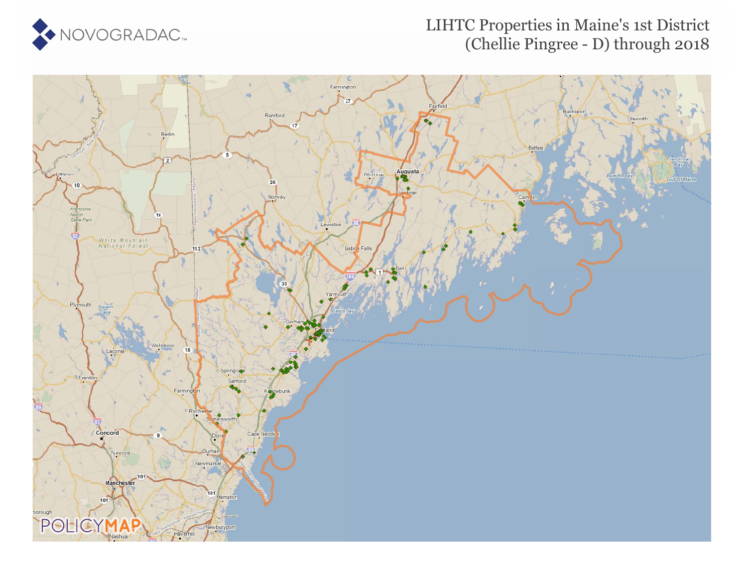NOVOGRADAC

# LIHTC Properties in Maine's 1st District (Chellie Pingree - D) through 2018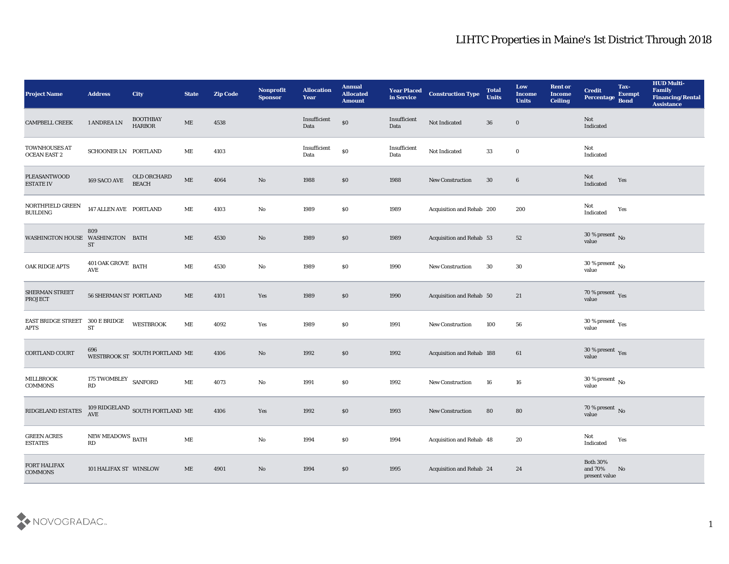# LIHTC Properties in Maine's 1st District Through 2018

| Project Name | Address | City | State | Zip Code | Nonprofit Sponsor | Allocation Year | Annual Allocated Amount | Year Placed in Service | Construction Type | Total Units | Low Income Units | Rent or Income Ceiling | Credit Percentage | Tax-Exempt Bond | HUD Multi-Family Financing/Rental Assistance |
|---|---|---|---|---|---|---|---|---|---|---|---|---|---|---|---|
| CAMPBELL CREEK | 1 ANDREA LN | BOOTHBAY HARBOR | ME | 4538 | | Insufficient Data | $0 | Insufficient Data | Not Indicated | 36 | 0 | | Not Indicated | | |
| TOWNHOUSES AT OCEAN EAST 2 | SCHOONER LN | PORTLAND | ME | 4103 | | Insufficient Data | $0 | Insufficient Data | Not Indicated | 33 | 0 | | Not Indicated | | |
| PLEASANTWOOD ESTATE IV | 169 SACO AVE | OLD ORCHARD BEACH | ME | 4064 | No | 1988 | $0 | 1988 | New Construction | 30 | 6 | | Not Indicated | Yes | |
| NORTHFIELD GREEN BUILDING | 147 ALLEN AVE | PORTLAND | ME | 4103 | No | 1989 | $0 | 1989 | Acquisition and Rehab | 200 | 200 | | Not Indicated | Yes | |
| WASHINGTON HOUSE | 809 WASHINGTON ST | BATH | ME | 4530 | No | 1989 | $0 | 1989 | Acquisition and Rehab | 53 | 52 | | 30 % present value | No | |
| OAK RIDGE APTS | 401 OAK GROVE AVE | BATH | ME | 4530 | No | 1989 | $0 | 1990 | New Construction | 30 | 30 | | 30 % present value | No | |
| SHERMAN STREET PROJECT | 56 SHERMAN ST | PORTLAND | ME | 4101 | Yes | 1989 | $0 | 1990 | Acquisition and Rehab | 50 | 21 | | 70 % present value | Yes | |
| EAST BRIDGE STREET APTS | 300 E BRIDGE ST | WESTBROOK | ME | 4092 | Yes | 1989 | $0 | 1991 | New Construction | 100 | 56 | | 30 % present value | Yes | |
| CORTLAND COURT | 696 WESTBROOK ST | SOUTH PORTLAND | ME | 4106 | No | 1992 | $0 | 1992 | Acquisition and Rehab | 188 | 61 | | 30 % present value | Yes | |
| MILLBROOK COMMONS | 175 TWOMBLEY RD | SANFORD | ME | 4073 | No | 1991 | $0 | 1992 | New Construction | 16 | 16 | | 30 % present value | No | |
| RIDGELAND ESTATES | 109 RIDGELAND AVE | SOUTH PORTLAND | ME | 4106 | Yes | 1992 | $0 | 1993 | New Construction | 80 | 80 | | 70 % present value | No | |
| GREEN ACRES ESTATES | NEW MEADOWS RD | BATH | ME | | No | 1994 | $0 | 1994 | Acquisition and Rehab | 48 | 20 | | Not Indicated | Yes | |
| FORT HALIFAX COMMONS | 101 HALIFAX ST | WINSLOW | ME | 4901 | No | 1994 | $0 | 1995 | Acquisition and Rehab | 24 | 24 | | Both 30% and 70% present value | No | |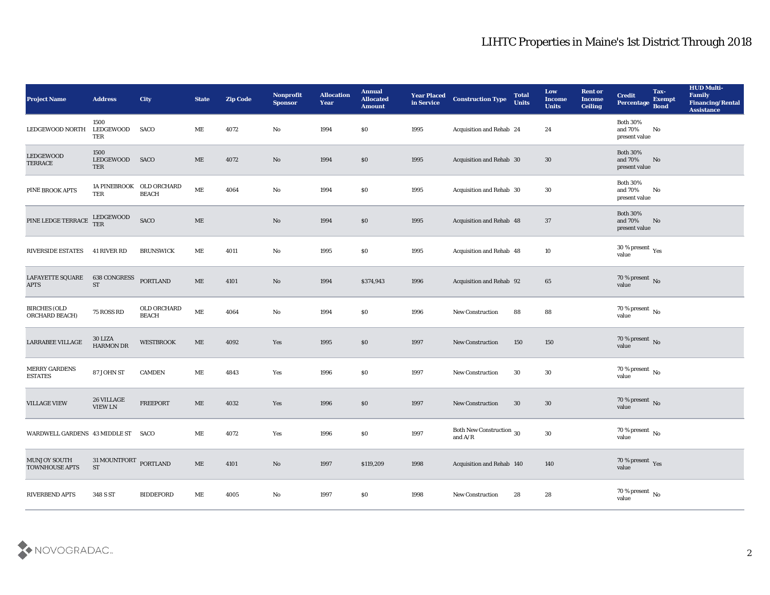# LIHTC Properties in Maine's 1st District Through 2018

| Project Name | Address | City | State | Zip Code | Nonprofit Sponsor | Allocation Year | Annual Allocated Amount | Year Placed in Service | Construction Type | Total Units | Low Income Units | Rent or Income Ceiling | Credit Percentage | Tax-Exempt Bond | HUD Multi-Family Financing/Rental Assistance |
|---|---|---|---|---|---|---|---|---|---|---|---|---|---|---|---|
| LEDGEWOOD NORTH | 1500 LEDGEWOOD TER | SACO | ME | 4072 | No | 1994 | $0 | 1995 | Acquisition and Rehab | 24 | 24 | | Both 30% and 70% present value | No | |
| LEDGEWOOD TERRACE | 1500 LEDGEWOOD TER | SACO | ME | 4072 | No | 1994 | $0 | 1995 | Acquisition and Rehab | 30 | 30 | | Both 30% and 70% present value | No | |
| PINE BROOK APTS | 1A PINEBROOK TER | OLD ORCHARD BEACH | ME | 4064 | No | 1994 | $0 | 1995 | Acquisition and Rehab | 30 | 30 | | Both 30% and 70% present value | No | |
| PINE LEDGE TERRACE | LEDGEWOOD TER | SACO | ME | | No | 1994 | $0 | 1995 | Acquisition and Rehab | 48 | 37 | | Both 30% and 70% present value | No | |
| RIVERSIDE ESTATES | 41 RIVER RD | BRUNSWICK | ME | 4011 | No | 1995 | $0 | 1995 | Acquisition and Rehab | 48 | 10 | | 30 % present value | Yes | |
| LAFAYETTE SQUARE APTS | 638 CONGRESS ST | PORTLAND | ME | 4101 | No | 1994 | $374,943 | 1996 | Acquisition and Rehab | 92 | 65 | | 70 % present value | No | |
| BIRCHES (OLD ORCHARD BEACH) | 75 ROSS RD | OLD ORCHARD BEACH | ME | 4064 | No | 1994 | $0 | 1996 | New Construction | 88 | 88 | | 70 % present value | No | |
| LARRABEE VILLAGE | 30 LIZA HARMON DR | WESTBROOK | ME | 4092 | Yes | 1995 | $0 | 1997 | New Construction | 150 | 150 | | 70 % present value | No | |
| MERRY GARDENS ESTATES | 87 JOHN ST | CAMDEN | ME | 4843 | Yes | 1996 | $0 | 1997 | New Construction | 30 | 30 | | 70 % present value | No | |
| VILLAGE VIEW | 26 VILLAGE VIEW LN | FREEPORT | ME | 4032 | Yes | 1996 | $0 | 1997 | New Construction | 30 | 30 | | 70 % present value | No | |
| WARDWELL GARDENS | 43 MIDDLE ST | SACO | ME | 4072 | Yes | 1996 | $0 | 1997 | Both New Construction and A/R | 30 | 30 | | 70 % present value | No | |
| MUNJOY SOUTH TOWNHOUSE APTS | 31 MOUNTFORT ST | PORTLAND | ME | 4101 | No | 1997 | $119,209 | 1998 | Acquisition and Rehab | 140 | 140 | | 70 % present value | Yes | |
| RIVERBEND APTS | 348 S ST | BIDDEFORD | ME | 4005 | No | 1997 | $0 | 1998 | New Construction | 28 | 28 | | 70 % present value | No | |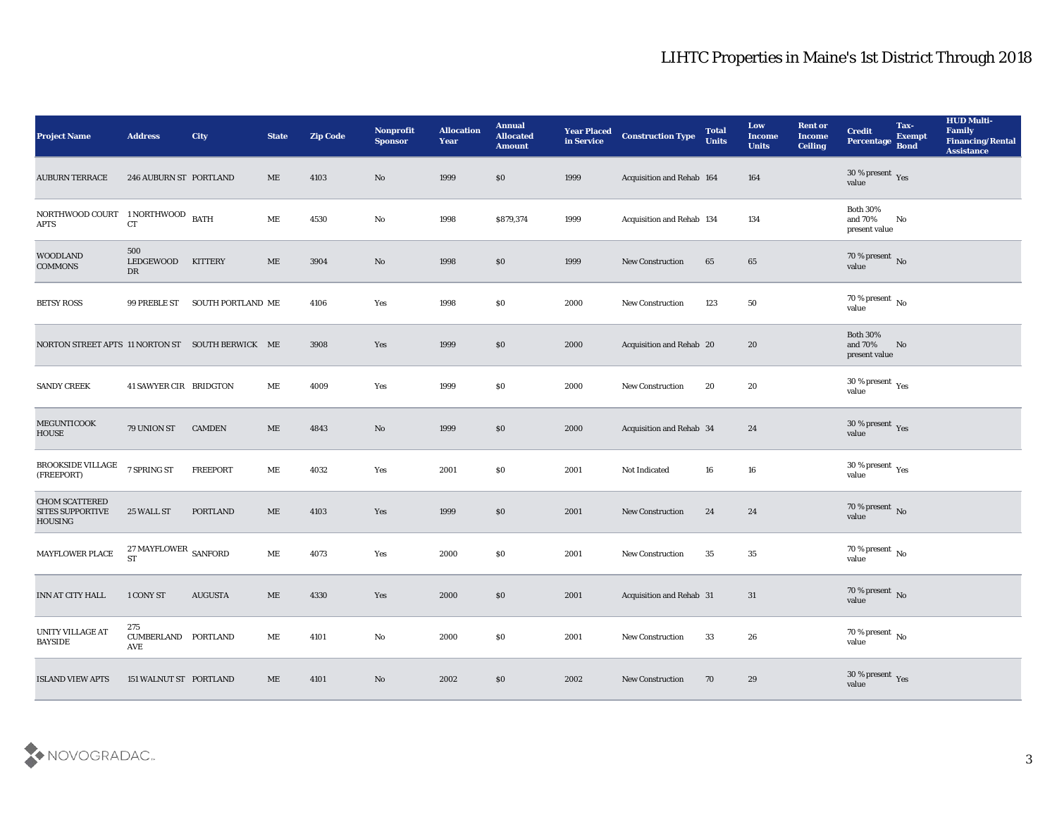# LIHTC Properties in Maine's 1st District Through 2018

| Project Name | Address | City | State | Zip Code | Nonprofit Sponsor | Allocation Year | Annual Allocated Amount | Year Placed in Service | Construction Type | Total Units | Low Income Units | Rent or Income Ceiling | Credit Percentage | Tax-Exempt Bond | HUD Multi-Family Financing/Rental Assistance |
|---|---|---|---|---|---|---|---|---|---|---|---|---|---|---|---|
| AUBURN TERRACE | 246 AUBURN ST | PORTLAND | ME | 4103 | No | 1999 | $0 | 1999 | Acquisition and Rehab | 164 | 164 | | 30 % present value | Yes | |
| NORTHWOOD COURT APTS | 1 NORTHWOOD CT | BATH | ME | 4530 | No | 1998 | $879,374 | 1999 | Acquisition and Rehab | 134 | 134 | | Both 30% and 70% present value | No | |
| WOODLAND COMMONS | 500 LEDGEWOOD DR | KITTERY | ME | 3904 | No | 1998 | $0 | 1999 | New Construction | 65 | 65 | | 70 % present value | No | |
| BETSY ROSS | 99 PREBLE ST | SOUTH PORTLAND | ME | 4106 | Yes | 1998 | $0 | 2000 | New Construction | 123 | 50 | | 70 % present value | No | |
| NORTON STREET APTS | 11 NORTON ST | SOUTH BERWICK | ME | 3908 | Yes | 1999 | $0 | 2000 | Acquisition and Rehab | 20 | 20 | | Both 30% and 70% present value | No | |
| SANDY CREEK | 41 SAWYER CIR | BRIDGTON | ME | 4009 | Yes | 1999 | $0 | 2000 | New Construction | 20 | 20 | | 30 % present value | Yes | |
| MEGUNTICOOK HOUSE | 79 UNION ST | CAMDEN | ME | 4843 | No | 1999 | $0 | 2000 | Acquisition and Rehab | 34 | 24 | | 30 % present value | Yes | |
| BROOKSIDE VILLAGE (FREEPORT) | 7 SPRING ST | FREEPORT | ME | 4032 | Yes | 2001 | $0 | 2001 | Not Indicated | 16 | 16 | | 30 % present value | Yes | |
| CHOM SCATTERED SITES SUPPORTIVE HOUSING | 25 WALL ST | PORTLAND | ME | 4103 | Yes | 1999 | $0 | 2001 | New Construction | 24 | 24 | | 70 % present value | No | |
| MAYFLOWER PLACE | 27 MAYFLOWER ST | SANFORD | ME | 4073 | Yes | 2000 | $0 | 2001 | New Construction | 35 | 35 | | 70 % present value | No | |
| INN AT CITY HALL | 1 CONY ST | AUGUSTA | ME | 4330 | Yes | 2000 | $0 | 2001 | Acquisition and Rehab | 31 | 31 | | 70 % present value | No | |
| UNITY VILLAGE AT BAYSIDE | 275 CUMBERLAND AVE | PORTLAND | ME | 4101 | No | 2000 | $0 | 2001 | New Construction | 33 | 26 | | 70 % present value | No | |
| ISLAND VIEW APTS | 151 WALNUT ST | PORTLAND | ME | 4101 | No | 2002 | $0 | 2002 | New Construction | 70 | 29 | | 30 % present value | Yes | |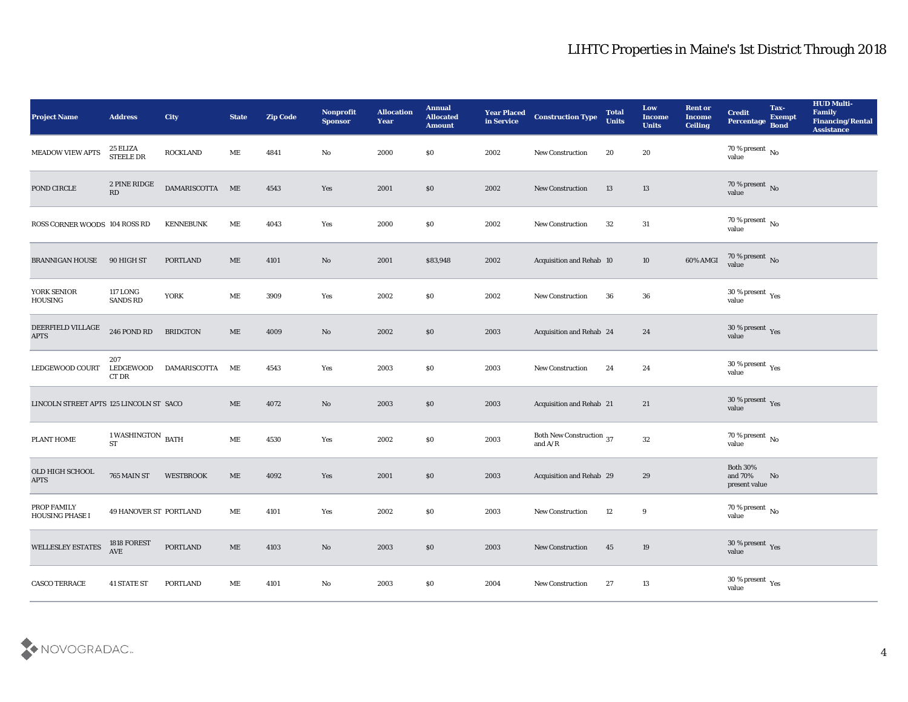# LIHTC Properties in Maine's 1st District Through 2018

| Project Name | Address | City | State | Zip Code | Nonprofit Sponsor | Allocation Year | Annual Allocated Amount | Year Placed in Service | Construction Type | Total Units | Low Income Units | Rent or Income Ceiling | Credit Percentage | Tax-Exempt Bond | HUD Multi-Family Financing/Rental Assistance |
|---|---|---|---|---|---|---|---|---|---|---|---|---|---|---|---|
| MEADOW VIEW APTS | 25 ELIZA STEELE DR | ROCKLAND | ME | 4841 | No | 2000 | $0 | 2002 | New Construction | 20 | 20 | | 70 % present value | No | |
| POND CIRCLE | 2 PINE RIDGE RD | DAMARISCOTTA | ME | 4543 | Yes | 2001 | $0 | 2002 | New Construction | 13 | 13 | | 70 % present value | No | |
| ROSS CORNER WOODS | 104 ROSS RD | KENNEBUNK | ME | 4043 | Yes | 2000 | $0 | 2002 | New Construction | 32 | 31 | | 70 % present value | No | |
| BRANNIGAN HOUSE | 90 HIGH ST | PORTLAND | ME | 4101 | No | 2001 | $83,948 | 2002 | Acquisition and Rehab | 10 | 10 | 60% AMGI | 70 % present value | No | |
| YORK SENIOR HOUSING | 117 LONG SANDS RD | YORK | ME | 3909 | Yes | 2002 | $0 | 2002 | New Construction | 36 | 36 | | 30 % present value | Yes | |
| DEERFIELD VILLAGE APTS | 246 POND RD | BRIDGTON | ME | 4009 | No | 2002 | $0 | 2003 | Acquisition and Rehab | 24 | 24 | | 30 % present value | Yes | |
| LEDGEWOOD COURT | 207 LEDGEWOOD CT DR | DAMARISCOTTA | ME | 4543 | Yes | 2003 | $0 | 2003 | New Construction | 24 | 24 | | 30 % present value | Yes | |
| LINCOLN STREET APTS | 125 LINCOLN ST | SACO | ME | 4072 | No | 2003 | $0 | 2003 | Acquisition and Rehab | 21 | 21 | | 30 % present value | Yes | |
| PLANT HOME | 1 WASHINGTON ST | BATH | ME | 4530 | Yes | 2002 | $0 | 2003 | Both New Construction and A/R | 37 | 32 | | 70 % present value | No | |
| OLD HIGH SCHOOL APTS | 765 MAIN ST | WESTBROOK | ME | 4092 | Yes | 2001 | $0 | 2003 | Acquisition and Rehab | 29 | 29 | | Both 30% and 70% present value | No | |
| PROP FAMILY HOUSING PHASE I | 49 HANOVER ST | PORTLAND | ME | 4101 | Yes | 2002 | $0 | 2003 | New Construction | 12 | 9 | | 70 % present value | No | |
| WELLESLEY ESTATES | 1818 FOREST AVE | PORTLAND | ME | 4103 | No | 2003 | $0 | 2003 | New Construction | 45 | 19 | | 30 % present value | Yes | |
| CASCO TERRACE | 41 STATE ST | PORTLAND | ME | 4101 | No | 2003 | $0 | 2004 | New Construction | 27 | 13 | | 30 % present value | Yes | |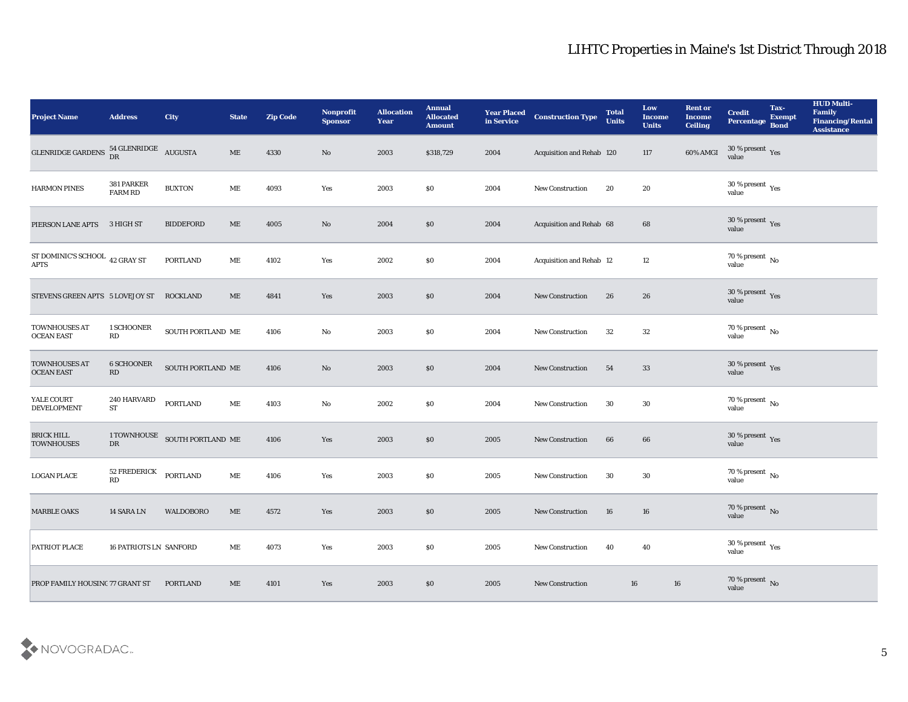# LIHTC Properties in Maine's 1st District Through 2018

| Project Name | Address | City | State | Zip Code | Nonprofit Sponsor | Allocation Year | Annual Allocated Amount | Year Placed in Service | Construction Type | Total Units | Low Income Units | Rent or Income Ceiling | Credit Percentage | Tax-Exempt Bond | HUD Multi-Family Financing/Rental Assistance |
|---|---|---|---|---|---|---|---|---|---|---|---|---|---|---|---|
| GLENRIDGE GARDENS | 54 GLENRIDGE DR | AUGUSTA | ME | 4330 | No | 2003 | $318,729 | 2004 | Acquisition and Rehab | 120 | 117 | 60% AMGI | 30 % present value | Yes | |
| HARMON PINES | 381 PARKER FARM RD | BUXTON | ME | 4093 | Yes | 2003 | $0 | 2004 | New Construction | 20 | 20 | | 30 % present value | Yes | |
| PIERSON LANE APTS | 3 HIGH ST | BIDDEFORD | ME | 4005 | No | 2004 | $0 | 2004 | Acquisition and Rehab | 68 | 68 | | 30 % present value | Yes | |
| ST DOMINIC'S SCHOOL APTS | 42 GRAY ST | PORTLAND | ME | 4102 | Yes | 2002 | $0 | 2004 | Acquisition and Rehab | 12 | 12 | | 70 % present value | No | |
| STEVENS GREEN APTS | 5 LOVEJOY ST | ROCKLAND | ME | 4841 | Yes | 2003 | $0 | 2004 | New Construction | 26 | 26 | | 30 % present value | Yes | |
| TOWNHOUSES AT OCEAN EAST | 1 SCHOONER RD | SOUTH PORTLAND | ME | 4106 | No | 2003 | $0 | 2004 | New Construction | 32 | 32 | | 70 % present value | No | |
| TOWNHOUSES AT OCEAN EAST | 6 SCHOONER RD | SOUTH PORTLAND | ME | 4106 | No | 2003 | $0 | 2004 | New Construction | 54 | 33 | | 30 % present value | Yes | |
| YALE COURT DEVELOPMENT | 240 HARVARD ST | PORTLAND | ME | 4103 | No | 2002 | $0 | 2004 | New Construction | 30 | 30 | | 70 % present value | No | |
| BRICK HILL TOWNHOUSES | 1 TOWNHOUSE DR | SOUTH PORTLAND | ME | 4106 | Yes | 2003 | $0 | 2005 | New Construction | 66 | 66 | | 30 % present value | Yes | |
| LOGAN PLACE | 52 FREDERICK RD | PORTLAND | ME | 4106 | Yes | 2003 | $0 | 2005 | New Construction | 30 | 30 | | 70 % present value | No | |
| MARBLE OAKS | 14 SARA LN | WALDOBORO | ME | 4572 | Yes | 2003 | $0 | 2005 | New Construction | 16 | 16 | | 70 % present value | No | |
| PATRIOT PLACE | 16 PATRIOTS LN | SANFORD | ME | 4073 | Yes | 2003 | $0 | 2005 | New Construction | 40 | 40 | | 30 % present value | Yes | |
| PROP FAMILY HOUSING | 77 GRANT ST | PORTLAND | ME | 4101 | Yes | 2003 | $0 | 2005 | New Construction | | 16 | 16 | 70 % present value | No | |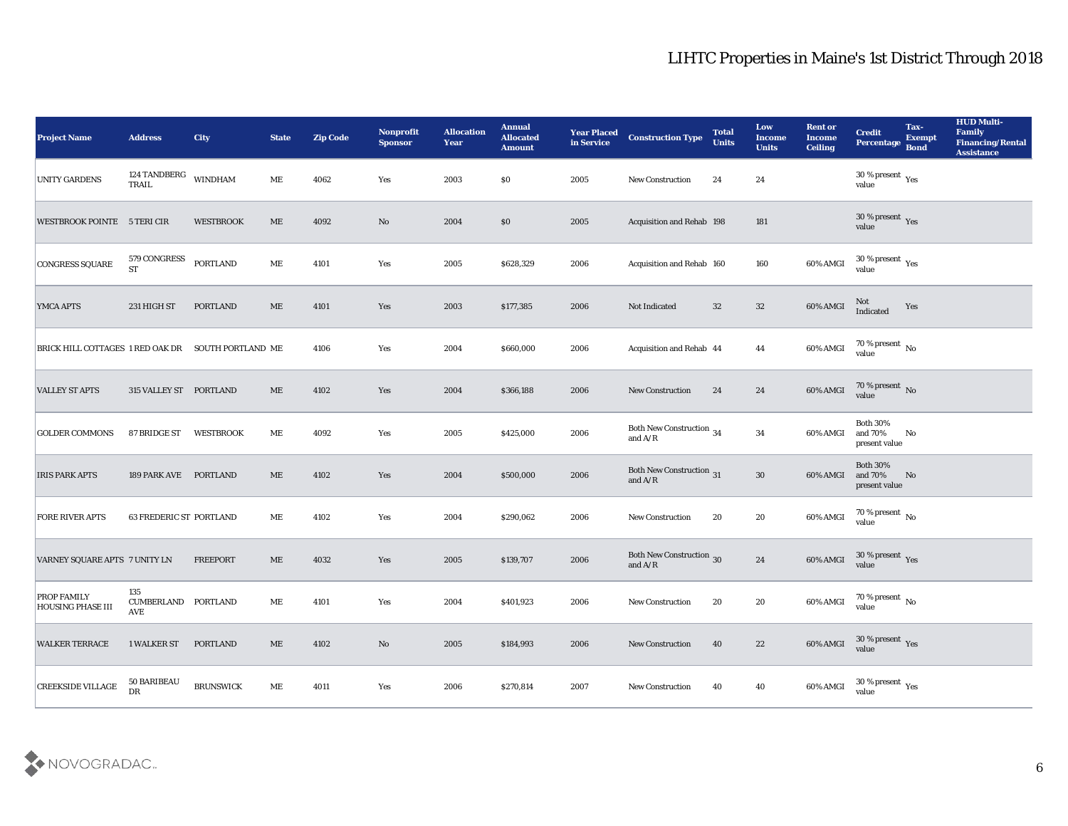# LIHTC Properties in Maine's 1st District Through 2018

| Project Name | Address | City | State | Zip Code | Nonprofit Sponsor | Allocation Year | Annual Allocated Amount | Year Placed in Service | Construction Type | Total Units | Low Income Units | Rent or Income Ceiling | Credit Percentage | Tax-Exempt Bond | HUD Multi-Family Financing/Rental Assistance |
|---|---|---|---|---|---|---|---|---|---|---|---|---|---|---|---|
| UNITY GARDENS | 124 TANDBERG TRAIL | WINDHAM | ME | 4062 | Yes | 2003 | $0 | 2005 | New Construction | 24 | 24 | | 30 % present value | Yes | |
| WESTBROOK POINTE | 5 TERI CIR | WESTBROOK | ME | 4092 | No | 2004 | $0 | 2005 | Acquisition and Rehab | 198 | 181 | | 30 % present value | Yes | |
| CONGRESS SQUARE | 579 CONGRESS ST | PORTLAND | ME | 4101 | Yes | 2005 | $628,329 | 2006 | Acquisition and Rehab | 160 | 160 | 60% AMGI | 30 % present value | Yes | |
| YMCA APTS | 231 HIGH ST | PORTLAND | ME | 4101 | Yes | 2003 | $177,385 | 2006 | Not Indicated | 32 | 32 | 60% AMGI | Not Indicated | Yes | |
| BRICK HILL COTTAGES | 1 RED OAK DR | SOUTH PORTLAND | ME | 4106 | Yes | 2004 | $660,000 | 2006 | Acquisition and Rehab | 44 | 44 | 60% AMGI | 70 % present value | No | |
| VALLEY ST APTS | 315 VALLEY ST | PORTLAND | ME | 4102 | Yes | 2004 | $366,188 | 2006 | New Construction | 24 | 24 | 60% AMGI | 70 % present value | No | |
| GOLDER COMMONS | 87 BRIDGE ST | WESTBROOK | ME | 4092 | Yes | 2005 | $425,000 | 2006 | Both New Construction and A/R | 34 | 34 | 60% AMGI | Both 30% and 70% present value | No | |
| IRIS PARK APTS | 189 PARK AVE | PORTLAND | ME | 4102 | Yes | 2004 | $500,000 | 2006 | Both New Construction and A/R | 31 | 30 | 60% AMGI | Both 30% and 70% present value | No | |
| FORE RIVER APTS | 63 FREDERIC ST | PORTLAND | ME | 4102 | Yes | 2004 | $290,062 | 2006 | New Construction | 20 | 20 | 60% AMGI | 70 % present value | No | |
| VARNEY SQUARE APTS | 7 UNITY LN | FREEPORT | ME | 4032 | Yes | 2005 | $139,707 | 2006 | Both New Construction and A/R | 30 | 24 | 60% AMGI | 30 % present value | Yes | |
| PROP FAMILY HOUSING PHASE III | 135 CUMBERLAND AVE | PORTLAND | ME | 4101 | Yes | 2004 | $401,923 | 2006 | New Construction | 20 | 20 | 60% AMGI | 70 % present value | No | |
| WALKER TERRACE | 1 WALKER ST | PORTLAND | ME | 4102 | No | 2005 | $184,993 | 2006 | New Construction | 40 | 22 | 60% AMGI | 30 % present value | Yes | |
| CREEKSIDE VILLAGE | 50 BARIBEAU DR | BRUNSWICK | ME | 4011 | Yes | 2006 | $270,814 | 2007 | New Construction | 40 | 40 | 60% AMGI | 30 % present value | Yes | |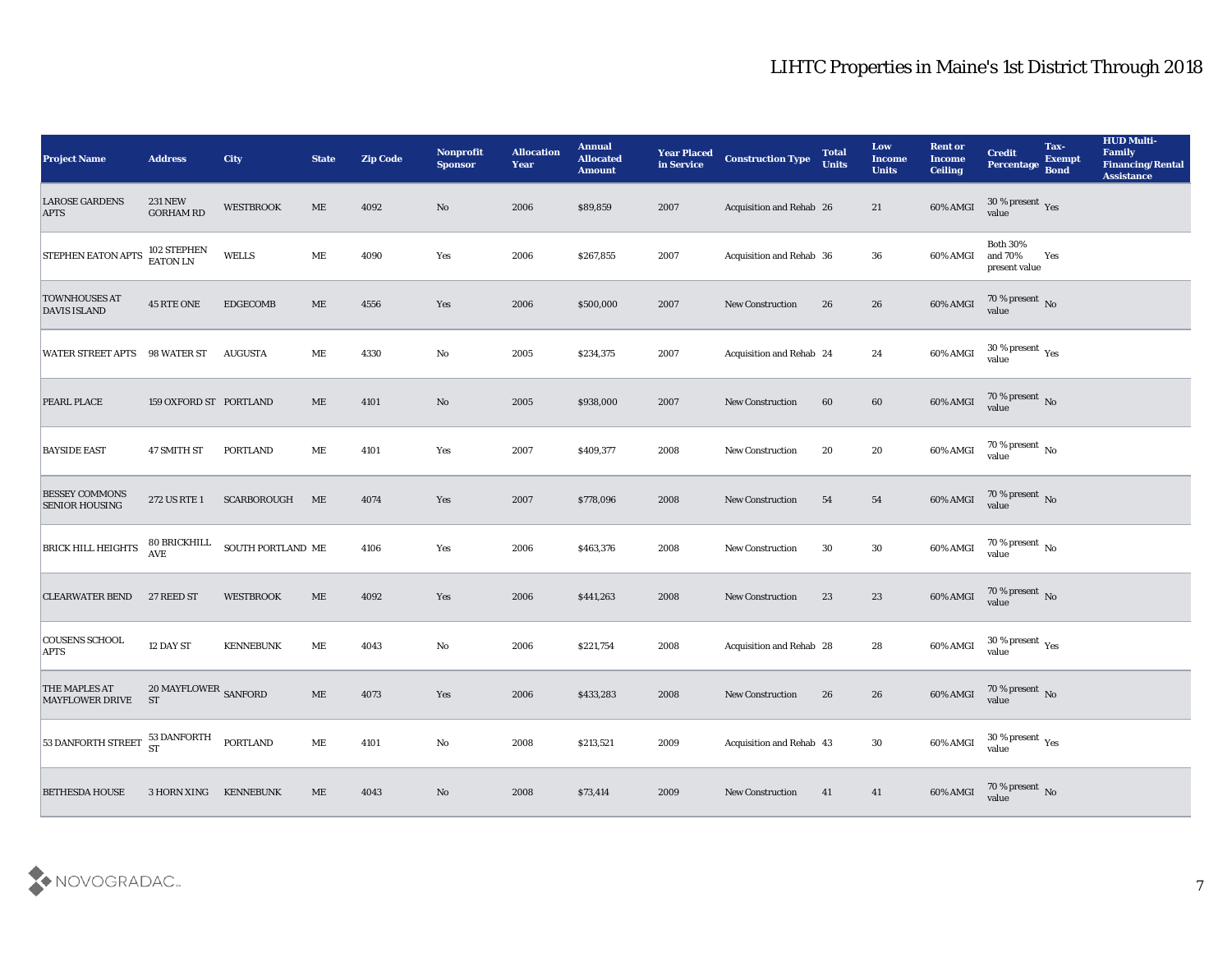# LIHTC Properties in Maine's 1st District Through 2018

| Project Name | Address | City | State | Zip Code | Nonprofit Sponsor | Allocation Year | Annual Allocated Amount | Year Placed in Service | Construction Type | Total Units | Low Income Units | Rent or Income Ceiling | Credit Percentage | Tax-Exempt Bond | HUD Multi-Family Financing/Rental Assistance |
|---|---|---|---|---|---|---|---|---|---|---|---|---|---|---|---|
| LAROSE GARDENS APTS | 231 NEW GORHAM RD | WESTBROOK | ME | 4092 | No | 2006 | $89,859 | 2007 | Acquisition and Rehab | 26 | 21 | 60% AMGI | 30 % present value | Yes | |
| STEPHEN EATON APTS | 102 STEPHEN EATON LN | WELLS | ME | 4090 | Yes | 2006 | $267,855 | 2007 | Acquisition and Rehab | 36 | 36 | 60% AMGI | Both 30% and 70% present value | Yes | |
| TOWNHOUSES AT DAVIS ISLAND | 45 RTE ONE | EDGECOMB | ME | 4556 | Yes | 2006 | $500,000 | 2007 | New Construction | 26 | 26 | 60% AMGI | 70 % present value | No | |
| WATER STREET APTS | 98 WATER ST | AUGUSTA | ME | 4330 | No | 2005 | $234,375 | 2007 | Acquisition and Rehab | 24 | 24 | 60% AMGI | 30 % present value | Yes | |
| PEARL PLACE | 159 OXFORD ST | PORTLAND | ME | 4101 | No | 2005 | $938,000 | 2007 | New Construction | 60 | 60 | 60% AMGI | 70 % present value | No | |
| BAYSIDE EAST | 47 SMITH ST | PORTLAND | ME | 4101 | Yes | 2007 | $409,377 | 2008 | New Construction | 20 | 20 | 60% AMGI | 70 % present value | No | |
| BESSEY COMMONS SENIOR HOUSING | 272 US RTE 1 | SCARBOROUGH | ME | 4074 | Yes | 2007 | $778,096 | 2008 | New Construction | 54 | 54 | 60% AMGI | 70 % present value | No | |
| BRICK HILL HEIGHTS | 80 BRICKHILL AVE | SOUTH PORTLAND | ME | 4106 | Yes | 2006 | $463,376 | 2008 | New Construction | 30 | 30 | 60% AMGI | 70 % present value | No | |
| CLEARWATER BEND | 27 REED ST | WESTBROOK | ME | 4092 | Yes | 2006 | $441,263 | 2008 | New Construction | 23 | 23 | 60% AMGI | 70 % present value | No | |
| COUSENS SCHOOL APTS | 12 DAY ST | KENNEBUNK | ME | 4043 | No | 2006 | $221,754 | 2008 | Acquisition and Rehab | 28 | 28 | 60% AMGI | 30 % present value | Yes | |
| THE MAPLES AT MAYFLOWER DRIVE | 20 MAYFLOWER ST | SANFORD | ME | 4073 | Yes | 2006 | $433,283 | 2008 | New Construction | 26 | 26 | 60% AMGI | 70 % present value | No | |
| 53 DANFORTH STREET | 53 DANFORTH ST | PORTLAND | ME | 4101 | No | 2008 | $213,521 | 2009 | Acquisition and Rehab | 43 | 30 | 60% AMGI | 30 % present value | Yes | |
| BETHESDA HOUSE | 3 HORN XING | KENNEBUNK | ME | 4043 | No | 2008 | $73,414 | 2009 | New Construction | 41 | 41 | 60% AMGI | 70 % present value | No | |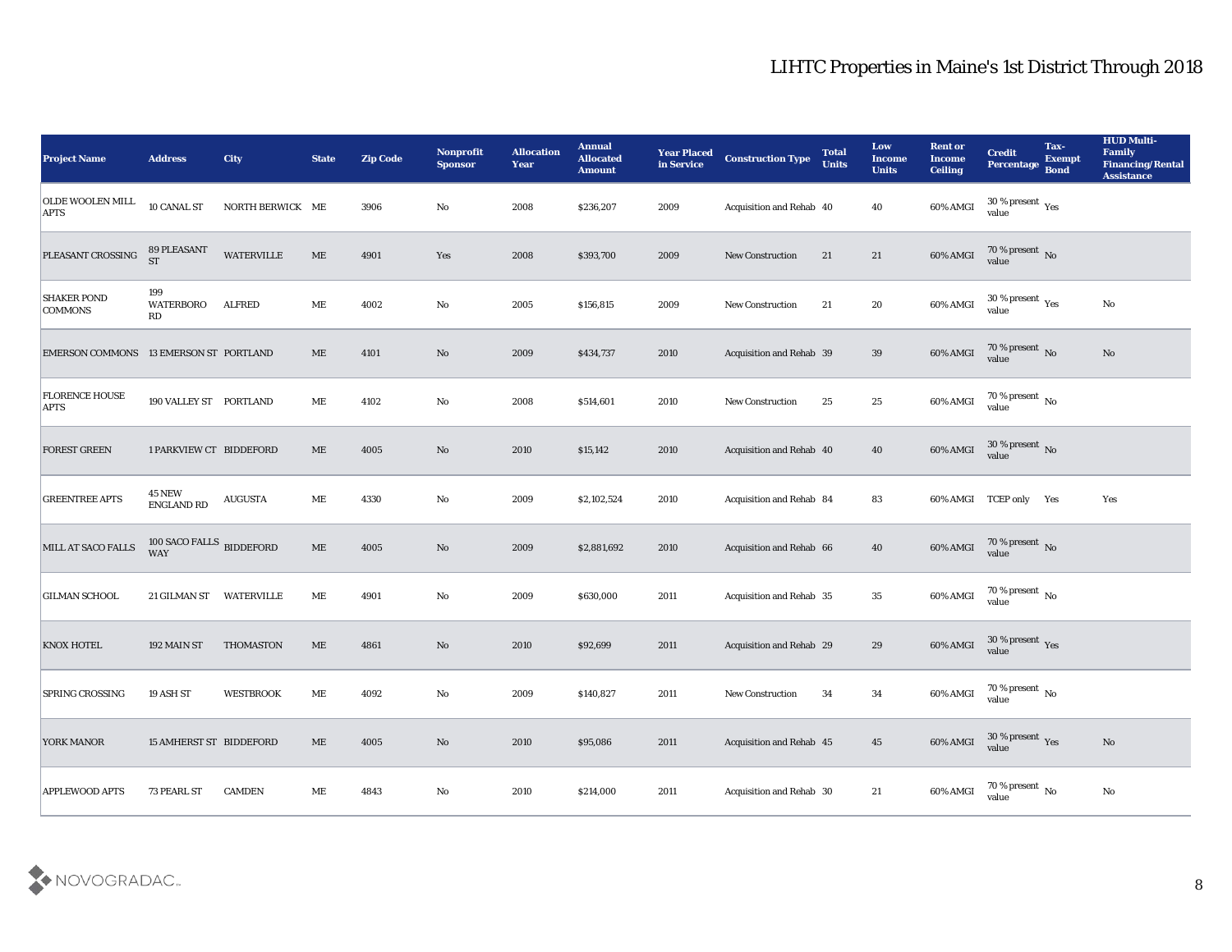# LIHTC Properties in Maine's 1st District Through 2018

| Project Name | Address | City | State | Zip Code | Nonprofit Sponsor | Allocation Year | Annual Allocated Amount | Year Placed in Service | Construction Type | Total Units | Low Income Units | Rent or Income Ceiling | Credit Percentage | Tax-Exempt Bond | HUD Multi-Family Financing/Rental Assistance |
|---|---|---|---|---|---|---|---|---|---|---|---|---|---|---|---|
| OLDE WOOLEN MILL APTS | 10 CANAL ST | NORTH BERWICK | ME | 3906 | No | 2008 | $236,207 | 2009 | Acquisition and Rehab | 40 | 40 | 60% AMGI | 30 % present value | Yes | |
| PLEASANT CROSSING | 89 PLEASANT ST | WATERVILLE | ME | 4901 | Yes | 2008 | $393,700 | 2009 | New Construction | 21 | 21 | 60% AMGI | 70 % present value | No | |
| SHAKER POND COMMONS | 199 WATERBORO RD | ALFRED | ME | 4002 | No | 2005 | $156,815 | 2009 | New Construction | 21 | 20 | 60% AMGI | 30 % present value | Yes | No |
| EMERSON COMMONS | 13 EMERSON ST | PORTLAND | ME | 4101 | No | 2009 | $434,737 | 2010 | Acquisition and Rehab | 39 | 39 | 60% AMGI | 70 % present value | No | No |
| FLORENCE HOUSE APTS | 190 VALLEY ST | PORTLAND | ME | 4102 | No | 2008 | $514,601 | 2010 | New Construction | 25 | 25 | 60% AMGI | 70 % present value | No | |
| FOREST GREEN | 1 PARKVIEW CT | BIDDEFORD | ME | 4005 | No | 2010 | $15,142 | 2010 | Acquisition and Rehab | 40 | 40 | 60% AMGI | 30 % present value | No | |
| GREENTREE APTS | 45 NEW ENGLAND RD | AUGUSTA | ME | 4330 | No | 2009 | $2,102,524 | 2010 | Acquisition and Rehab | 84 | 83 | 60% AMGI | TCEP only | Yes | Yes |
| MILL AT SACO FALLS | 100 SACO FALLS WAY | BIDDEFORD | ME | 4005 | No | 2009 | $2,881,692 | 2010 | Acquisition and Rehab | 66 | 40 | 60% AMGI | 70 % present value | No | |
| GILMAN SCHOOL | 21 GILMAN ST | WATERVILLE | ME | 4901 | No | 2009 | $630,000 | 2011 | Acquisition and Rehab | 35 | 35 | 60% AMGI | 70 % present value | No | |
| KNOX HOTEL | 192 MAIN ST | THOMASTON | ME | 4861 | No | 2010 | $92,699 | 2011 | Acquisition and Rehab | 29 | 29 | 60% AMGI | 30 % present value | Yes | |
| SPRING CROSSING | 19 ASH ST | WESTBROOK | ME | 4092 | No | 2009 | $140,827 | 2011 | New Construction | 34 | 34 | 60% AMGI | 70 % present value | No | |
| YORK MANOR | 15 AMHERST ST | BIDDEFORD | ME | 4005 | No | 2010 | $95,086 | 2011 | Acquisition and Rehab | 45 | 45 | 60% AMGI | 30 % present value | Yes | No |
| APPLEWOOD APTS | 73 PEARL ST | CAMDEN | ME | 4843 | No | 2010 | $214,000 | 2011 | Acquisition and Rehab | 30 | 21 | 60% AMGI | 70 % present value | No | No |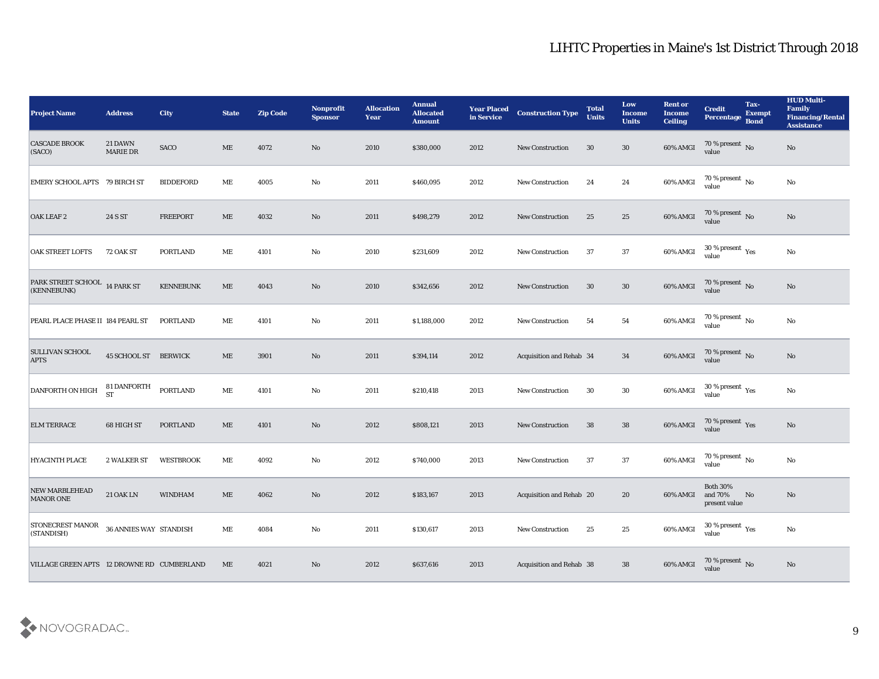# LIHTC Properties in Maine's 1st District Through 2018

| Project Name | Address | City | State | Zip Code | Nonprofit Sponsor | Allocation Year | Annual Allocated Amount | Year Placed in Service | Construction Type | Total Units | Low Income Units | Rent or Income Ceiling | Credit Percentage | Tax-Exempt Bond | HUD Multi-Family Financing/Rental Assistance |
|---|---|---|---|---|---|---|---|---|---|---|---|---|---|---|---|
| CASCADE BROOK (SACO) | 21 DAWN MARIE DR | SACO | ME | 4072 | No | 2010 | $380,000 | 2012 | New Construction | 30 | 30 | 60% AMGI | 70 % present value | No | No |
| EMERY SCHOOL APTS | 79 BIRCH ST | BIDDEFORD | ME | 4005 | No | 2011 | $460,095 | 2012 | New Construction | 24 | 24 | 60% AMGI | 70 % present value | No | No |
| OAK LEAF 2 | 24 S ST | FREEPORT | ME | 4032 | No | 2011 | $498,279 | 2012 | New Construction | 25 | 25 | 60% AMGI | 70 % present value | No | No |
| OAK STREET LOFTS | 72 OAK ST | PORTLAND | ME | 4101 | No | 2010 | $231,609 | 2012 | New Construction | 37 | 37 | 60% AMGI | 30 % present value | Yes | No |
| PARK STREET SCHOOL (KENNEBUNK) | 14 PARK ST | KENNEBUNK | ME | 4043 | No | 2010 | $342,656 | 2012 | New Construction | 30 | 30 | 60% AMGI | 70 % present value | No | No |
| PEARL PLACE PHASE II | 184 PEARL ST | PORTLAND | ME | 4101 | No | 2011 | $1,188,000 | 2012 | New Construction | 54 | 54 | 60% AMGI | 70 % present value | No | No |
| SULLIVAN SCHOOL APTS | 45 SCHOOL ST | BERWICK | ME | 3901 | No | 2011 | $394,114 | 2012 | Acquisition and Rehab | 34 | 34 | 60% AMGI | 70 % present value | No | No |
| DANFORTH ON HIGH | 81 DANFORTH ST | PORTLAND | ME | 4101 | No | 2011 | $210,418 | 2013 | New Construction | 30 | 30 | 60% AMGI | 30 % present value | Yes | No |
| ELM TERRACE | 68 HIGH ST | PORTLAND | ME | 4101 | No | 2012 | $808,121 | 2013 | New Construction | 38 | 38 | 60% AMGI | 70 % present value | Yes | No |
| HYACINTH PLACE | 2 WALKER ST | WESTBROOK | ME | 4092 | No | 2012 | $740,000 | 2013 | New Construction | 37 | 37 | 60% AMGI | 70 % present value | No | No |
| NEW MARBLEHEAD MANOR ONE | 21 OAK LN | WINDHAM | ME | 4062 | No | 2012 | $183,167 | 2013 | Acquisition and Rehab | 20 | 20 | 60% AMGI | Both 30% and 70% present value | No | No |
| STONECREST MANOR (STANDISH) | 36 ANNIES WAY | STANDISH | ME | 4084 | No | 2011 | $130,617 | 2013 | New Construction | 25 | 25 | 60% AMGI | 30 % present value | Yes | No |
| VILLAGE GREEN APTS | 12 DROWNE RD | CUMBERLAND | ME | 4021 | No | 2012 | $637,616 | 2013 | Acquisition and Rehab | 38 | 38 | 60% AMGI | 70 % present value | No | No |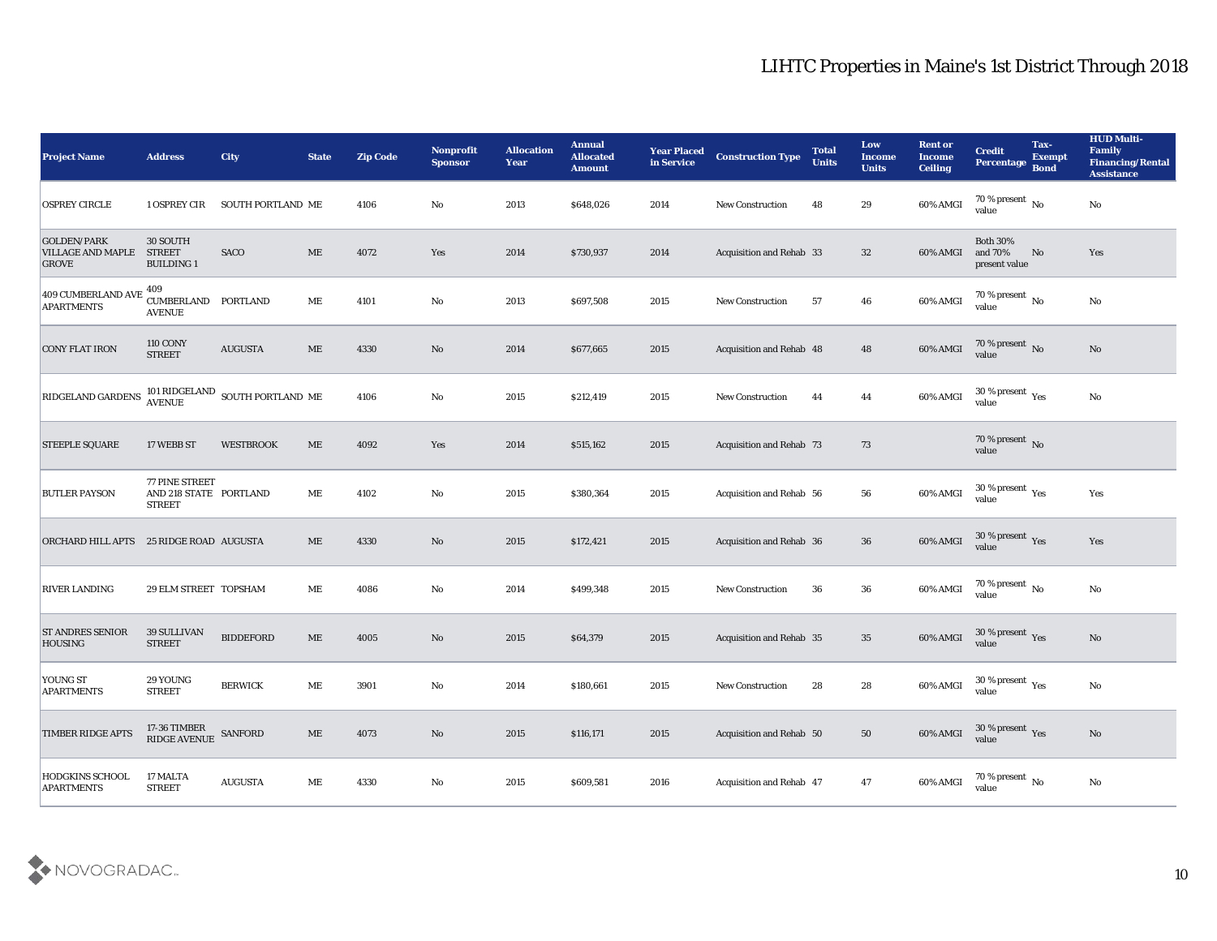# LIHTC Properties in Maine's 1st District Through 2018

| Project Name | Address | City | State | Zip Code | Nonprofit Sponsor | Allocation Year | Annual Allocated Amount | Year Placed in Service | Construction Type | Total Units | Low Income Units | Rent or Income Ceiling | Credit Percentage | Tax-Exempt Bond | HUD Multi-Family Financing/Rental Assistance |
|---|---|---|---|---|---|---|---|---|---|---|---|---|---|---|---|
| OSPREY CIRCLE | 1 OSPREY CIR | SOUTH PORTLAND | ME | 4106 | No | 2013 | $648,026 | 2014 | New Construction | 48 | 29 | 60% AMGI | 70 % present value | No | No |
| GOLDEN/PARK VILLAGE AND MAPLE GROVE | 30 SOUTH STREET BUILDING 1 | SACO | ME | 4072 | Yes | 2014 | $730,937 | 2014 | Acquisition and Rehab | 33 | 32 | 60% AMGI | Both 30% and 70% present value | No | Yes |
| 409 CUMBERLAND AVE APARTMENTS | 409 CUMBERLAND AVENUE | PORTLAND | ME | 4101 | No | 2013 | $697,508 | 2015 | New Construction | 57 | 46 | 60% AMGI | 70 % present value | No | No |
| CONY FLAT IRON | 110 CONY STREET | AUGUSTA | ME | 4330 | No | 2014 | $677,665 | 2015 | Acquisition and Rehab | 48 | 48 | 60% AMGI | 70 % present value | No | No |
| RIDGELAND GARDENS | 101 RIDGELAND AVENUE | SOUTH PORTLAND | ME | 4106 | No | 2015 | $212,419 | 2015 | New Construction | 44 | 44 | 60% AMGI | 30 % present value | Yes | No |
| STEEPLE SQUARE | 17 WEBB ST | WESTBROOK | ME | 4092 | Yes | 2014 | $515,162 | 2015 | Acquisition and Rehab | 73 | 73 | | 70 % present value | No | |
| BUTLER PAYSON | 77 PINE STREET AND 218 STATE STREET | PORTLAND | ME | 4102 | No | 2015 | $380,364 | 2015 | Acquisition and Rehab | 56 | 56 | 60% AMGI | 30 % present value | Yes | Yes |
| ORCHARD HILL APTS | 25 RIDGE ROAD | AUGUSTA | ME | 4330 | No | 2015 | $172,421 | 2015 | Acquisition and Rehab | 36 | 36 | 60% AMGI | 30 % present value | Yes | Yes |
| RIVER LANDING | 29 ELM STREET | TOPSHAM | ME | 4086 | No | 2014 | $499,348 | 2015 | New Construction | 36 | 36 | 60% AMGI | 70 % present value | No | No |
| ST ANDRES SENIOR HOUSING | 39 SULLIVAN STREET | BIDDEFORD | ME | 4005 | No | 2015 | $64,379 | 2015 | Acquisition and Rehab | 35 | 35 | 60% AMGI | 30 % present value | Yes | No |
| YOUNG ST APARTMENTS | 29 YOUNG STREET | BERWICK | ME | 3901 | No | 2014 | $180,661 | 2015 | New Construction | 28 | 28 | 60% AMGI | 30 % present value | Yes | No |
| TIMBER RIDGE APTS | 17-36 TIMBER RIDGE AVENUE | SANFORD | ME | 4073 | No | 2015 | $116,171 | 2015 | Acquisition and Rehab | 50 | 50 | 60% AMGI | 30 % present value | Yes | No |
| HODGKINS SCHOOL APARTMENTS | 17 MALTA STREET | AUGUSTA | ME | 4330 | No | 2015 | $609,581 | 2016 | Acquisition and Rehab | 47 | 47 | 60% AMGI | 70 % present value | No | No |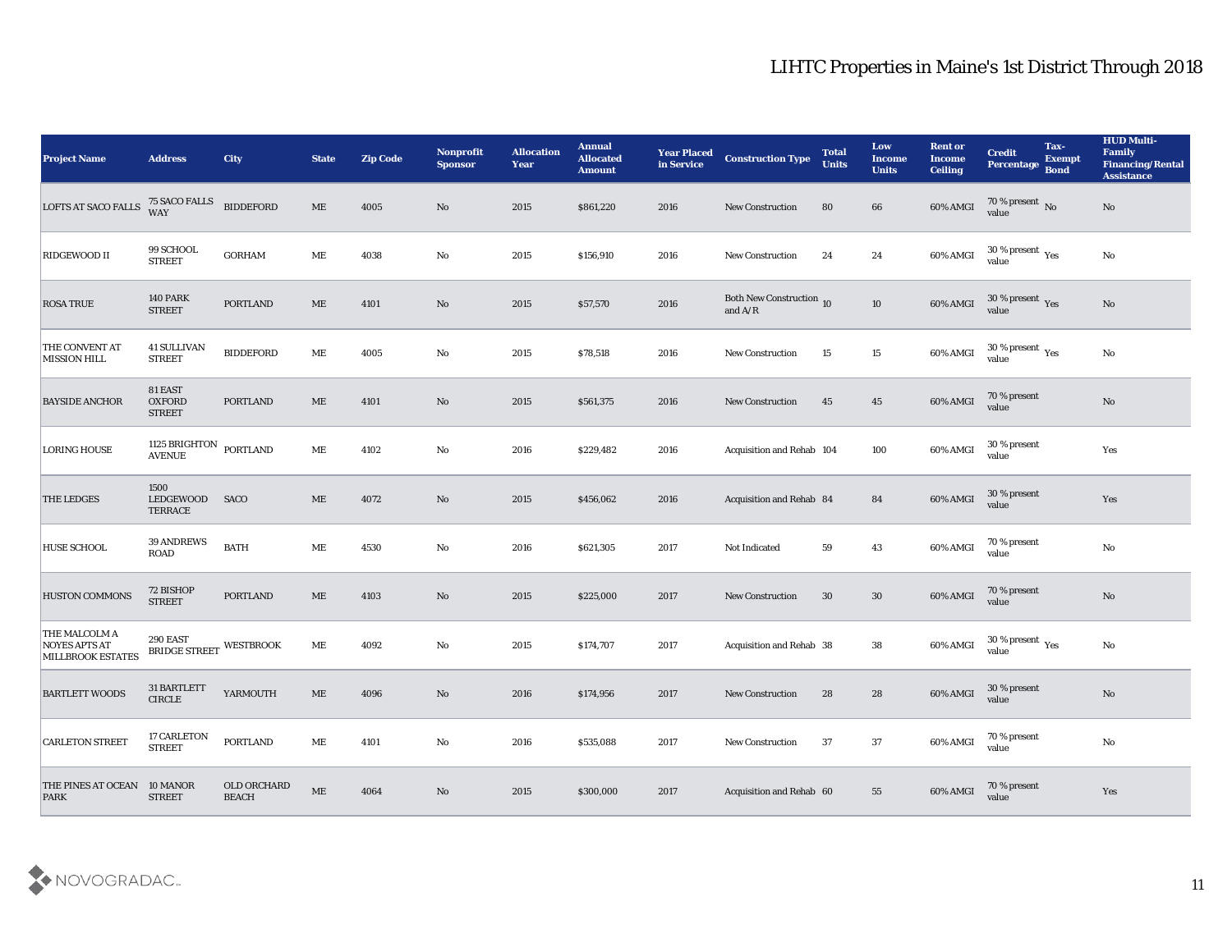# LIHTC Properties in Maine's 1st District Through 2018

| Project Name | Address | City | State | Zip Code | Nonprofit Sponsor | Allocation Year | Annual Allocated Amount | Year Placed in Service | Construction Type | Total Units | Low Income Units | Rent or Income Ceiling | Credit Percentage | Tax-Exempt Bond | HUD Multi-Family Financing/Rental Assistance |
|---|---|---|---|---|---|---|---|---|---|---|---|---|---|---|---|
| LOFTS AT SACO FALLS | 75 SACO FALLS WAY | BIDDEFORD | ME | 4005 | No | 2015 | $861,220 | 2016 | New Construction | 80 | 66 | 60% AMGI | 70 % present value | No | No |
| RIDGEWOOD II | 99 SCHOOL STREET | GORHAM | ME | 4038 | No | 2015 | $156,910 | 2016 | New Construction | 24 | 24 | 60% AMGI | 30 % present value | Yes | No |
| ROSA TRUE | 140 PARK STREET | PORTLAND | ME | 4101 | No | 2015 | $57,570 | 2016 | Both New Construction and A/R | 10 | 10 | 60% AMGI | 30 % present value | Yes | No |
| THE CONVENT AT MISSION HILL | 41 SULLIVAN STREET | BIDDEFORD | ME | 4005 | No | 2015 | $78,518 | 2016 | New Construction | 15 | 15 | 60% AMGI | 30 % present value | Yes | No |
| BAYSIDE ANCHOR | 81 EAST OXFORD STREET | PORTLAND | ME | 4101 | No | 2015 | $561,375 | 2016 | New Construction | 45 | 45 | 60% AMGI | 70 % present value | | No |
| LORING HOUSE | 1125 BRIGHTON AVENUE | PORTLAND | ME | 4102 | No | 2016 | $229,482 | 2016 | Acquisition and Rehab | 104 | 100 | 60% AMGI | 30 % present value | | Yes |
| THE LEDGES | 1500 LEDGEWOOD TERRACE | SACO | ME | 4072 | No | 2015 | $456,062 | 2016 | Acquisition and Rehab | 84 | 84 | 60% AMGI | 30 % present value | | Yes |
| HUSE SCHOOL | 39 ANDREWS ROAD | BATH | ME | 4530 | No | 2016 | $621,305 | 2017 | Not Indicated | 59 | 43 | 60% AMGI | 70 % present value | | No |
| HUSTON COMMONS | 72 BISHOP STREET | PORTLAND | ME | 4103 | No | 2015 | $225,000 | 2017 | New Construction | 30 | 30 | 60% AMGI | 70 % present value | | No |
| THE MALCOLM A NOYES APTS AT MILLBROOK ESTATES | 290 EAST BRIDGE STREET | WESTBROOK | ME | 4092 | No | 2015 | $174,707 | 2017 | Acquisition and Rehab | 38 | 38 | 60% AMGI | 30 % present value | Yes | No |
| BARTLETT WOODS | 31 BARTLETT CIRCLE | YARMOUTH | ME | 4096 | No | 2016 | $174,956 | 2017 | New Construction | 28 | 28 | 60% AMGI | 30 % present value | | No |
| CARLETON STREET | 17 CARLETON STREET | PORTLAND | ME | 4101 | No | 2016 | $535,088 | 2017 | New Construction | 37 | 37 | 60% AMGI | 70 % present value | | No |
| THE PINES AT OCEAN PARK | 10 MANOR STREET | OLD ORCHARD BEACH | ME | 4064 | No | 2015 | $300,000 | 2017 | Acquisition and Rehab | 60 | 55 | 60% AMGI | 70 % present value | | Yes |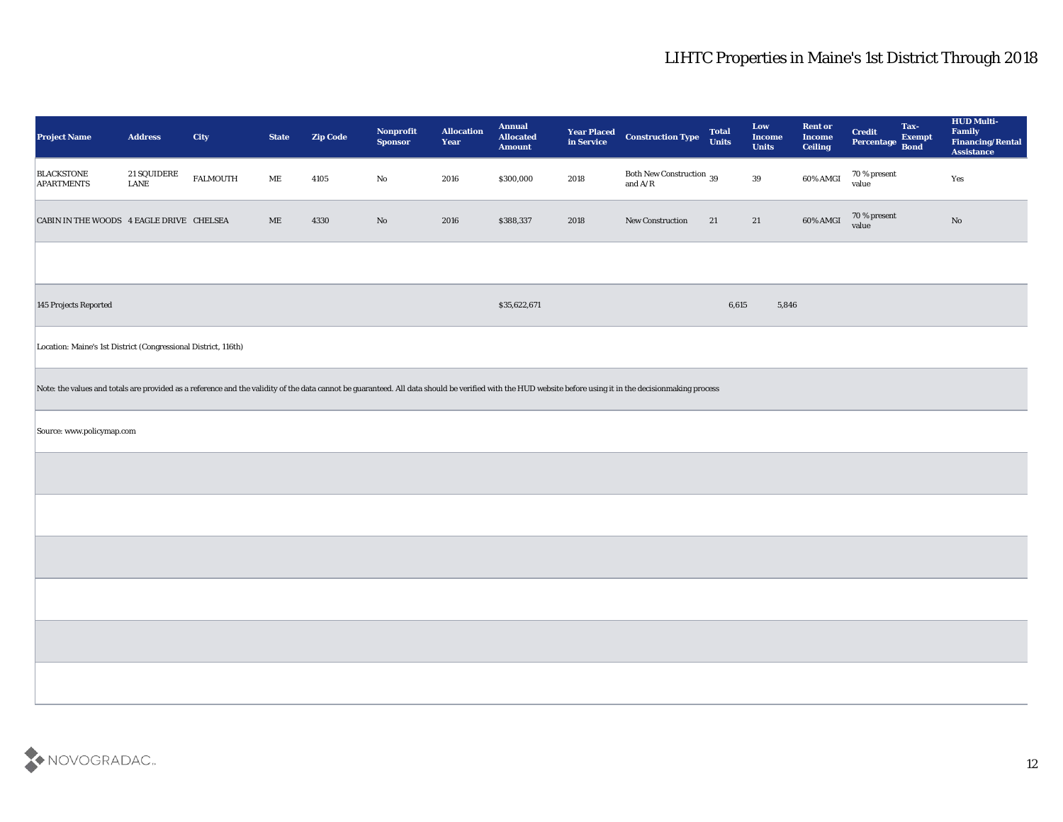# LIHTC Properties in Maine's 1st District Through 2018

| Project Name | Address | City | State | Zip Code | Nonprofit Sponsor | Allocation Year | Annual Allocated Amount | Year Placed in Service | Construction Type | Total Units | Low Income Units | Rent or Income Ceiling | Credit Percentage | Tax-Exempt Bond | HUD Multi-Family Financing/Rental Assistance |
|---|---|---|---|---|---|---|---|---|---|---|---|---|---|---|---|
| BLACKSTONE APARTMENTS | 21 SQUIDERE LANE | FALMOUTH | ME | 4105 | No | 2016 | $300,000 | 2018 | Both New Construction and A/R | 39 | 39 | 60% AMGI | 70 % present value | | Yes |
| CABIN IN THE WOODS | 4 EAGLE DRIVE | CHELSEA | ME | 4330 | No | 2016 | $388,337 | 2018 | New Construction | 21 | 21 | 60% AMGI | 70 % present value | | No |
| | | | | | | | | | | | | | | | |
| 145 Projects Reported | | | | | | | $35,622,671 | | | 6,615 | 5,846 | | | | |

Location: Maine's 1st District (Congressional District, 116th)

Note: the values and totals are provided as a reference and the validity of the data cannot be guaranteed. All data should be verified with the HUD website before using it in the decisionmaking process

Source: www.policymap.com